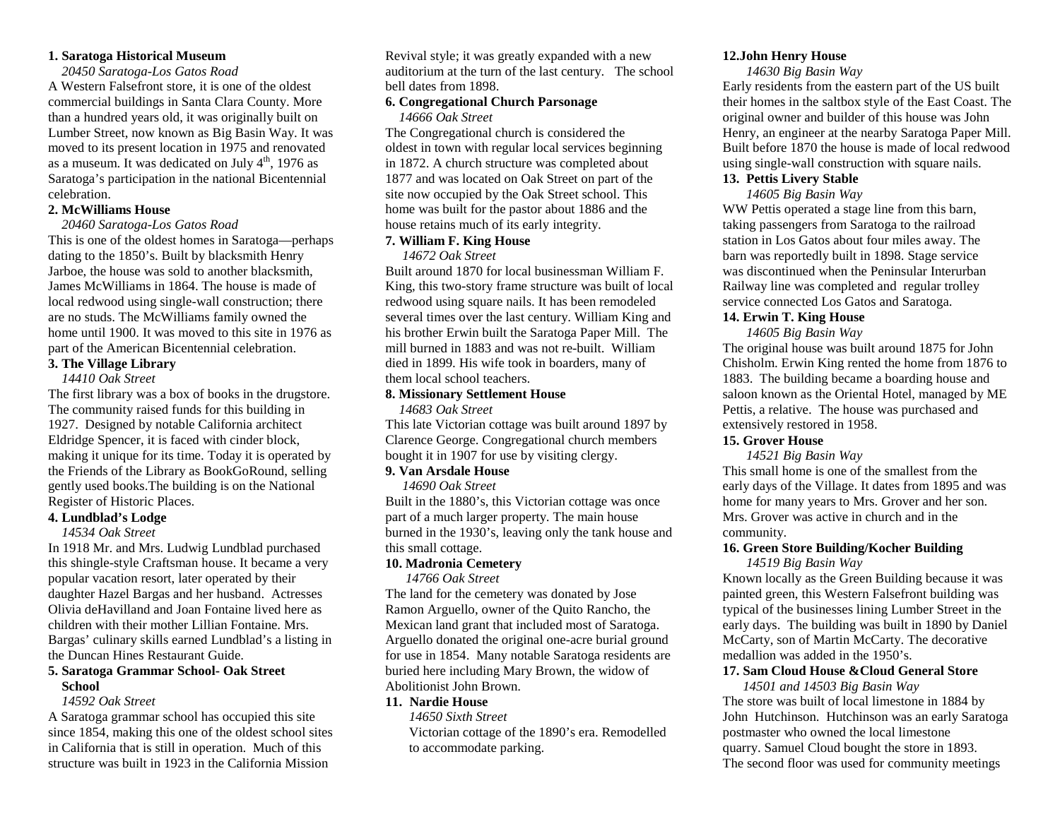**1. Saratoga Historical Museum**

*20450 Saratoga-Los Gatos Road*

A Western Falsefront store, it is one of the oldest commercial buildings in Santa Clara County. More than a hundred years old, it was originally built on Lumber Street, now known as Big Basin Way. It was moved to its present location in 1975 and renovated as a museum. It was dedicated on July 4th, 1976 as Saratoga's participation in the national Bicentennial celebration.

**2. McWilliams House**

*20460 Saratoga-Los Gatos Road*

This is one of the oldest homes in Saratoga—perhaps dating to the 1850's. Built by blacksmith Henry Jarboe, the house was sold to another blacksmith, James McWilliams in 1864. The house is made of local redwood using single-wall construction; there are no studs. The McWilliams family owned the home until 1900. It was moved to this site in 1976 as part of the American Bicentennial celebration.

**3. The Village Library**

*14410 Oak Street*

The first library was a box of books in the drugstore. The community raised funds for this building in 1927. Designed by notable California architect Eldridge Spencer, it is faced with cinder block, making it unique for its time. Today it is operated by the Friends of the Library as BookGoRound, selling gently used books.The building is on the National Register of Historic Places.

**4. Lundblad's Lodge**

*14534 Oak Street*

In 1918 Mr. and Mrs. Ludwig Lundblad purchased this shingle-style Craftsman house. It became a very popular vacation resort, later operated by their daughter Hazel Bargas and her husband. Actresses Olivia deHavilland and Joan Fontaine lived here as children with their mother Lillian Fontaine. Mrs. Bargas' culinary skills earned Lundblad's a listing in the Duncan Hines Restaurant Guide.

**5. Saratoga Grammar School- Oak Street School**

*14592 Oak Street*

A Saratoga grammar school has occupied this site since 1854, making this one of the oldest school sites in California that is still in operation. Much of this structure was built in 1923 in the California Mission Revival style; it was greatly expanded with a new auditorium at the turn of the last century. The school bell dates from 1898.

**6. Congregational Church Parsonage**

*14666 Oak Street*

The Congregational church is considered the oldest in town with regular local services beginning in 1872. A church structure was completed about 1877 and was located on Oak Street on part of the site now occupied by the Oak Street school. This home was built for the pastor about 1886 and the house retains much of its early integrity.

**7. William F. King House**

*14672 Oak Street*

Built around 1870 for local businessman William F. King, this two-story frame structure was built of local redwood using square nails. It has been remodeled several times over the last century. William King and his brother Erwin built the Saratoga Paper Mill. The mill burned in 1883 and was not re-built. William died in 1899. His wife took in boarders, many of them local school teachers.

**8. Missionary Settlement House**

*14683 Oak Street*

This late Victorian cottage was built around 1897 by Clarence George. Congregational church members bought it in 1907 for use by visiting clergy.

**9. Van Arsdale House**

*14690 Oak Street*

Built in the 1880's, this Victorian cottage was once part of a much larger property. The main house burned in the 1930's, leaving only the tank house and this small cottage.

**10. Madronia Cemetery**

*14766 Oak Street*

The land for the cemetery was donated by Jose Ramon Arguello, owner of the Quito Rancho, the Mexican land grant that included most of Saratoga. Arguello donated the original one-acre burial ground for use in 1854. Many notable Saratoga residents are buried here including Mary Brown, the widow of Abolitionist John Brown.

**11. Nardie House**

*14650 Sixth Street*

Victorian cottage of the 1890's era. Remodelled to accommodate parking.

**12.John Henry House**

*14630 Big Basin Way*

Early residents from the eastern part of the US built their homes in the saltbox style of the East Coast. The original owner and builder of this house was John Henry, an engineer at the nearby Saratoga Paper Mill. Built before 1870 the house is made of local redwood using single-wall construction with square nails.

**13. Pettis Livery Stable**

*14605 Big Basin Way*

WW Pettis operated a stage line from this barn, taking passengers from Saratoga to the railroad station in Los Gatos about four miles away. The barn was reportedly built in 1898. Stage service was discontinued when the Peninsular Interurban Railway line was completed and regular trolley service connected Los Gatos and Saratoga.

**14. Erwin T. King House**

*14605 Big Basin Way*

The original house was built around 1875 for John Chisholm. Erwin King rented the home from 1876 to 1883. The building became a boarding house and saloon known as the Oriental Hotel, managed by ME Pettis, a relative. The house was purchased and extensively restored in 1958.

**15. Grover House**

*14521 Big Basin Way*

This small home is one of the smallest from the early days of the Village. It dates from 1895 and was home for many years to Mrs. Grover and her son. Mrs. Grover was active in church and in the community.

**16. Green Store Building/Kocher Building**

*14519 Big Basin Way*

Known locally as the Green Building because it was painted green, this Western Falsefront building was typical of the businesses lining Lumber Street in the early days. The building was built in 1890 by Daniel McCarty, son of Martin McCarty. The decorative medallion was added in the 1950's.

**17. Sam Cloud House &Cloud General Store**

*14501 and 14503 Big Basin Way*

The store was built of local limestone in 1884 by John Hutchinson. Hutchinson was an early Saratoga postmaster who owned the local limestone quarry. Samuel Cloud bought the store in 1893. The second floor was used for community meetings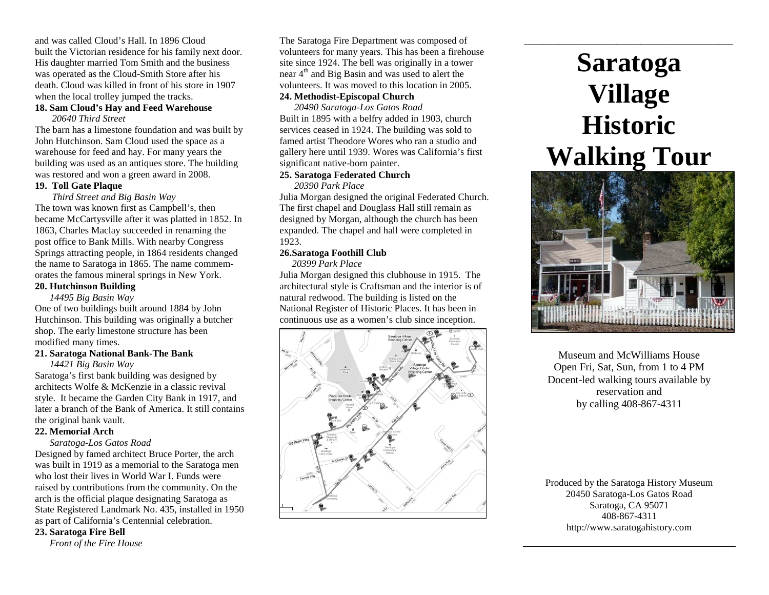and was called Cloud's Hall. In 1896 Cloud built the Victorian residence for his family next door. His daughter married Tom Smith and the business was operated as the Cloud-Smith Store after his death. Cloud was killed in front of his store in 1907 when the local trolley jumped the tracks.

**18. Sam Cloud's Hay and Feed Warehouse**

*20640 Third Street*

The barn has a limestone foundation and was built by John Hutchinson. Sam Cloud used the space as a warehouse for feed and hay. For many years the building was used as an antiques store. The building was restored and won a green award in 2008.

**19. Toll Gate Plaque**

*Third Street and Big Basin Way*

The town was known first as Campbell's, then became McCartysville after it was platted in 1852. In 1863, Charles Maclay succeeded in renaming the post office to Bank Mills. With nearby Congress Springs attracting people, in 1864 residents changed the name to Saratoga in 1865. The name commemorates the famous mineral springs in New York.

**20. Hutchinson Building**

*14495 Big Basin Way*

One of two buildings built around 1884 by John Hutchinson. This building was originally a butcher shop. The early limestone structure has been modified many times.

**21. Saratoga National Bank-The Bank**

*14421 Big Basin Way*

Saratoga's first bank building was designed by architects Wolfe & McKenzie in a classic revival style. It became the Garden City Bank in 1917, and later a branch of the Bank of America. It still contains the original bank vault.

**22. Memorial Arch**

*Saratoga-Los Gatos Road*

Designed by famed architect Bruce Porter, the arch was built in 1919 as a memorial to the Saratoga men who lost their lives in World War I. Funds were raised by contributions from the community. On the arch is the official plaque designating Saratoga as State Registered Landmark No. 435, installed in 1950 as part of California's Centennial celebration.

**23. Saratoga Fire Bell**

*Front of the Fire House*

The Saratoga Fire Department was composed of volunteers for many years. This has been a firehouse site since 1924. The bell was originally in a tower near 4th and Big Basin and was used to alert the volunteers. It was moved to this location in 2005.

**24. Methodist-Episcopal Church**

*20490 Saratoga-Los Gatos Road*

Built in 1895 with a belfry added in 1903, church services ceased in 1924. The building was sold to famed artist Theodore Wores who ran a studio and gallery here until 1939. Wores was California's first significant native-born painter.

**25. Saratoga Federated Church**

*20390 Park Place*

Julia Morgan designed the original Federated Church. The first chapel and Douglass Hall still remain as designed by Morgan, although the church has been expanded. The chapel and hall were completed in 1923.

**26. Saratoga Foothill Club**

*20399 Park Place*

Julia Morgan designed this clubhouse in 1915. The architectural style is Craftsman and the interior is of natural redwood. The building is listed on the National Register of Historic Places. It has been in continuous use as a women's club since inception.

# Saratoga Village Historic Walking Tour

Museum and McWilliams House
Open Fri, Sat, Sun, from 1 to 4 PM
Docent-led walking tours available by reservation and by calling 408-867-4311

Produced by the Saratoga History Museum
20450 Saratoga-Los Gatos Road
Saratoga, CA 95071
408-867-4311
http://www.saratogahistory.com